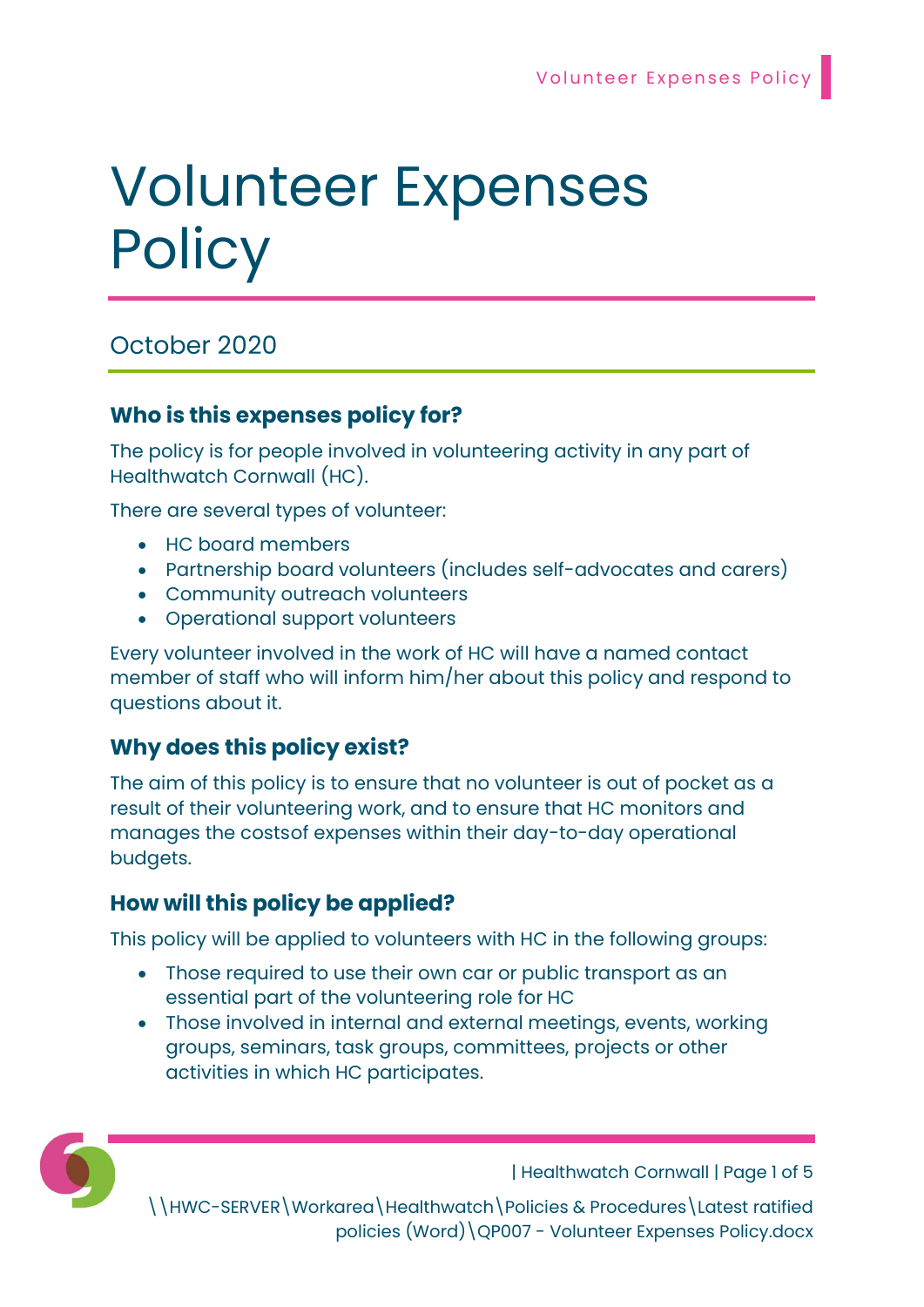# Volunteer Expenses Policy

October 2020

### Who is this expenses policy for?

The policy is for people involved in volunteering activity in any part of Healthwatch Cornwall (HC).

There are several types of volunteer:

- HC board members
- Partnership board volunteers (includes self-advocates and carers)
- Community outreach volunteers
- Operational support volunteers

Every volunteer involved in the work of HC will have a named contact member of staff who will inform him/her about this policy and respond to questions about it.

### Why does this policy exist?

The aim of this policy is to ensure that no volunteer is out of pocket as a result of their volunteering work, and to ensure that HC monitors and manages the costsof expenses within their day-to-day operational budgets.

### How will this policy be applied?

This policy will be applied to volunteers with HC in the following groups:

- Those required to use their own car or public transport as an essential part of the volunteering role for HC
- Those involved in internal and external meetings, events, working groups, seminars, task groups, committees, projects or other activities in which HC participates.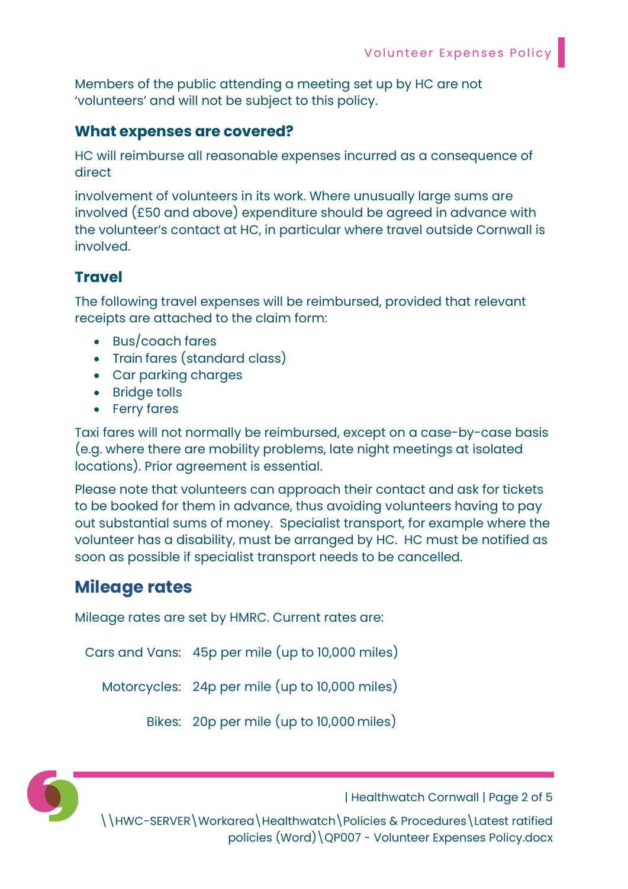Members of the public attending a meeting set up by HC are not ‘volunteers’ and will not be subject to this policy.

### What expenses are covered?

HC will reimburse all reasonable expenses incurred as a consequence of direct

involvement of volunteers in its work. Where unusually large sums are involved (£50 and above) expenditure should be agreed in advance with the volunteer’s contact at HC, in particular where travel outside Cornwall is involved.

### Travel

The following travel expenses will be reimbursed, provided that relevant receipts are attached to the claim form:

- Bus/coach fares
- Train fares (standard class)
- Car parking charges
- Bridge tolls
- Ferry fares

Taxi fares will not normally be reimbursed, except on a case-by-case basis (e.g. where there are mobility problems, late night meetings at isolated locations). Prior agreement is essential.

Please note that volunteers can approach their contact and ask for tickets to be booked for them in advance, thus avoiding volunteers having to pay out substantial sums of money. Specialist transport, for example where the volunteer has a disability, must be arranged by HC. HC must be notified as soon as possible if specialist transport needs to be cancelled.

## Mileage rates

Mileage rates are set by HMRC. Current rates are:

| | |
|---|---|
| Cars and Vans: | 45p per mile (up to 10,000 miles) |
| Motorcycles: | 24p per mile (up to 10,000 miles) |
| Bikes: | 20p per mile (up to 10,000 miles) |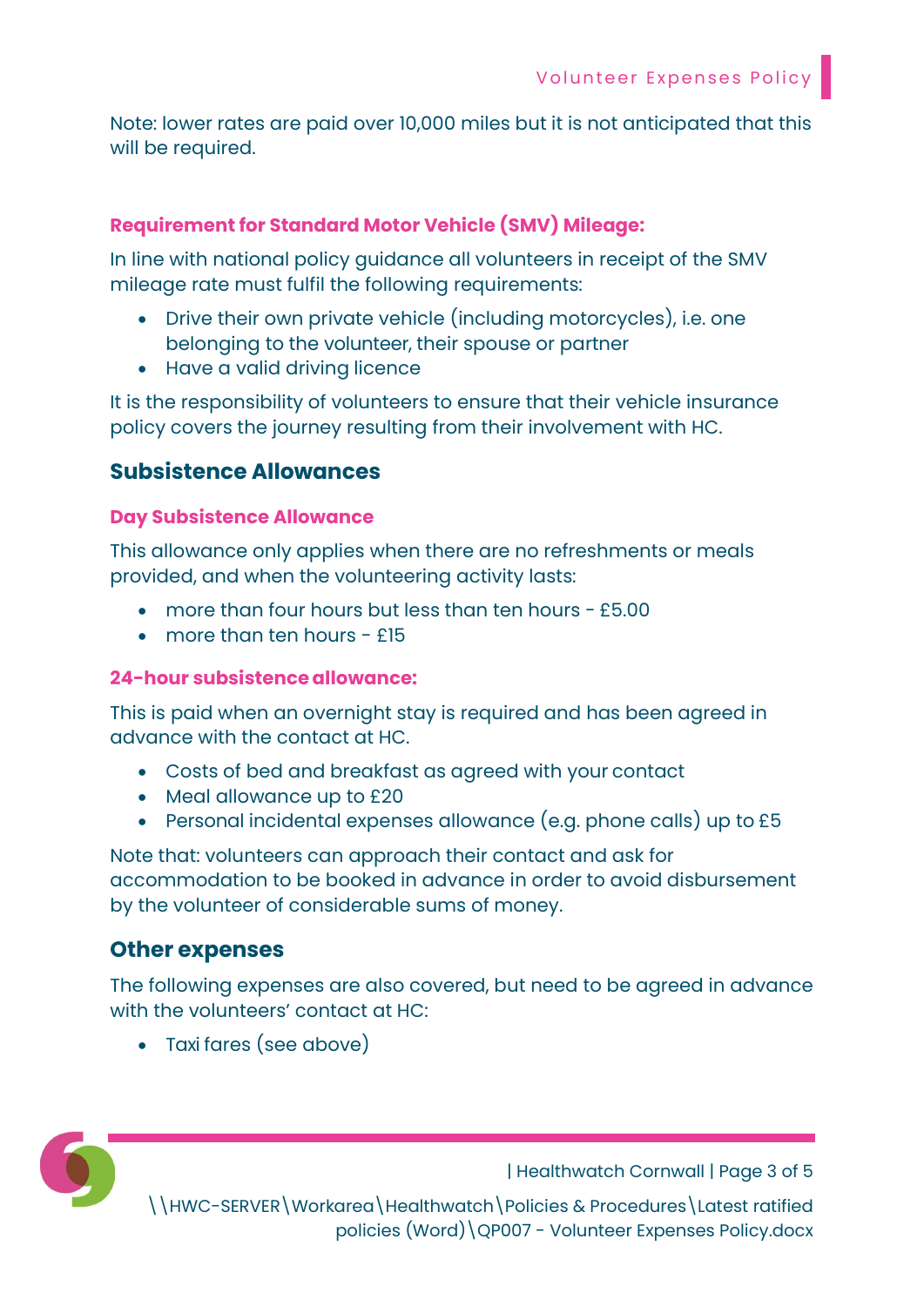Note: lower rates are paid over 10,000 miles but it is not anticipated that this will be required.

### Requirement for Standard Motor Vehicle (SMV) Mileage:

In line with national policy guidance all volunteers in receipt of the SMV mileage rate must fulfil the following requirements:

- Drive their own private vehicle (including motorcycles), i.e. one belonging to the volunteer, their spouse or partner
- Have a valid driving licence

It is the responsibility of volunteers to ensure that their vehicle insurance policy covers the journey resulting from their involvement with HC.

## Subsistence Allowances

### Day Subsistence Allowance

This allowance only applies when there are no refreshments or meals provided, and when the volunteering activity lasts:

- more than four hours but less than ten hours - £5.00
- more than ten hours - £15

### 24-hour subsistence allowance:

This is paid when an overnight stay is required and has been agreed in advance with the contact at HC.

- Costs of bed and breakfast as agreed with your contact
- Meal allowance up to £20
- Personal incidental expenses allowance (e.g. phone calls) up to £5

Note that: volunteers can approach their contact and ask for accommodation to be booked in advance in order to avoid disbursement by the volunteer of considerable sums of money.

## Other expenses

The following expenses are also covered, but need to be agreed in advance with the volunteers' contact at HC:

- Taxi fares (see above)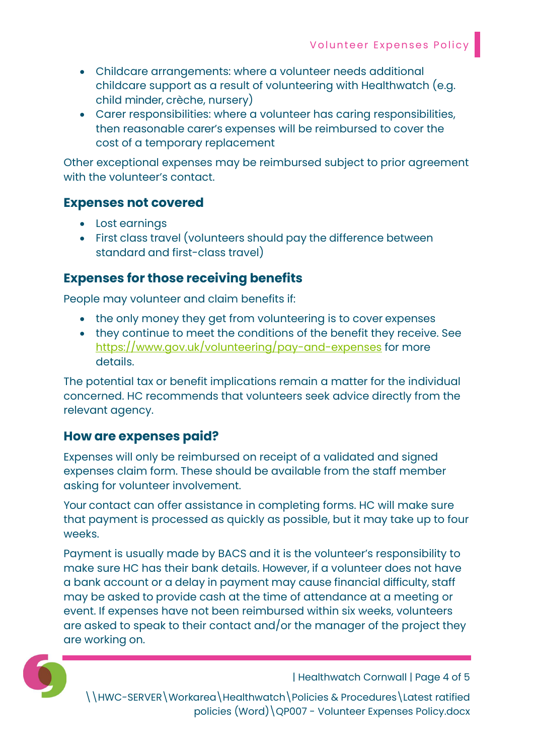- Childcare arrangements: where a volunteer needs additional childcare support as a result of volunteering with Healthwatch (e.g. child minder, crèche, nursery)
- Carer responsibilities: where a volunteer has caring responsibilities, then reasonable carer's expenses will be reimbursed to cover the cost of a temporary replacement

Other exceptional expenses may be reimbursed subject to prior agreement with the volunteer's contact.

### Expenses not covered

- Lost earnings
- First class travel (volunteers should pay the difference between standard and first-class travel)

### Expenses for those receiving benefits

People may volunteer and claim benefits if:

- the only money they get from volunteering is to cover expenses
- they continue to meet the conditions of the benefit they receive. See https://www.gov.uk/volunteering/pay-and-expenses for more details.

The potential tax or benefit implications remain a matter for the individual concerned. HC recommends that volunteers seek advice directly from the relevant agency.

### How are expenses paid?

Expenses will only be reimbursed on receipt of a validated and signed expenses claim form. These should be available from the staff member asking for volunteer involvement.

Your contact can offer assistance in completing forms. HC will make sure that payment is processed as quickly as possible, but it may take up to four weeks.

Payment is usually made by BACS and it is the volunteer's responsibility to make sure HC has their bank details. However, if a volunteer does not have a bank account or a delay in payment may cause financial difficulty, staff may be asked to provide cash at the time of attendance at a meeting or event. If expenses have not been reimbursed within six weeks, volunteers are asked to speak to their contact and/or the manager of the project they are working on.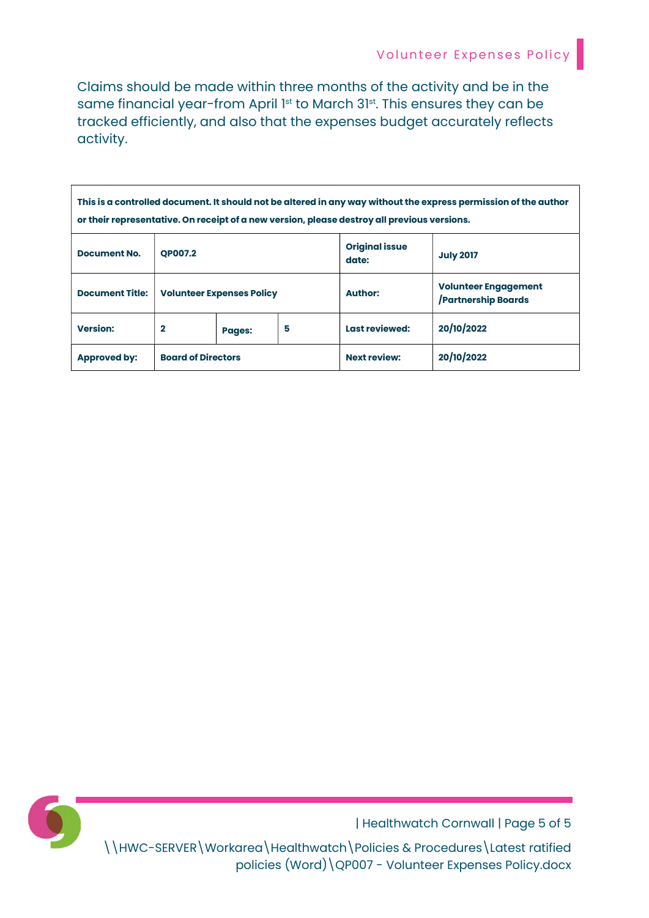Claims should be made within three months of the activity and be in the same financial year-from April 1st to March 31st. This ensures they can be tracked efficiently, and also that the expenses budget accurately reflects activity.

| This is a controlled document. It should not be altered in any way without the express permission of the author or their representative. On receipt of a new version, please destroy all previous versions. | | | | | |
|---|---|---|---|---|---|
| **Document No.** | **QP007.2** | | | **Original issue date:** | **July 2017** |
| **Document Title:** | **Volunteer Expenses Policy** | | | **Author:** | **Volunteer Engagement /Partnership Boards** |
| **Version:** | **2** | **Pages:** | **5** | **Last reviewed:** | **20/10/2022** |
| **Approved by:** | **Board of Directors** | | | **Next review:** | **20/10/2022** |

\\HWC-SERVER\Workarea\Healthwatch\Policies & Procedures\Latest ratified policies (Word)\QP007 - Volunteer Expenses Policy.docx